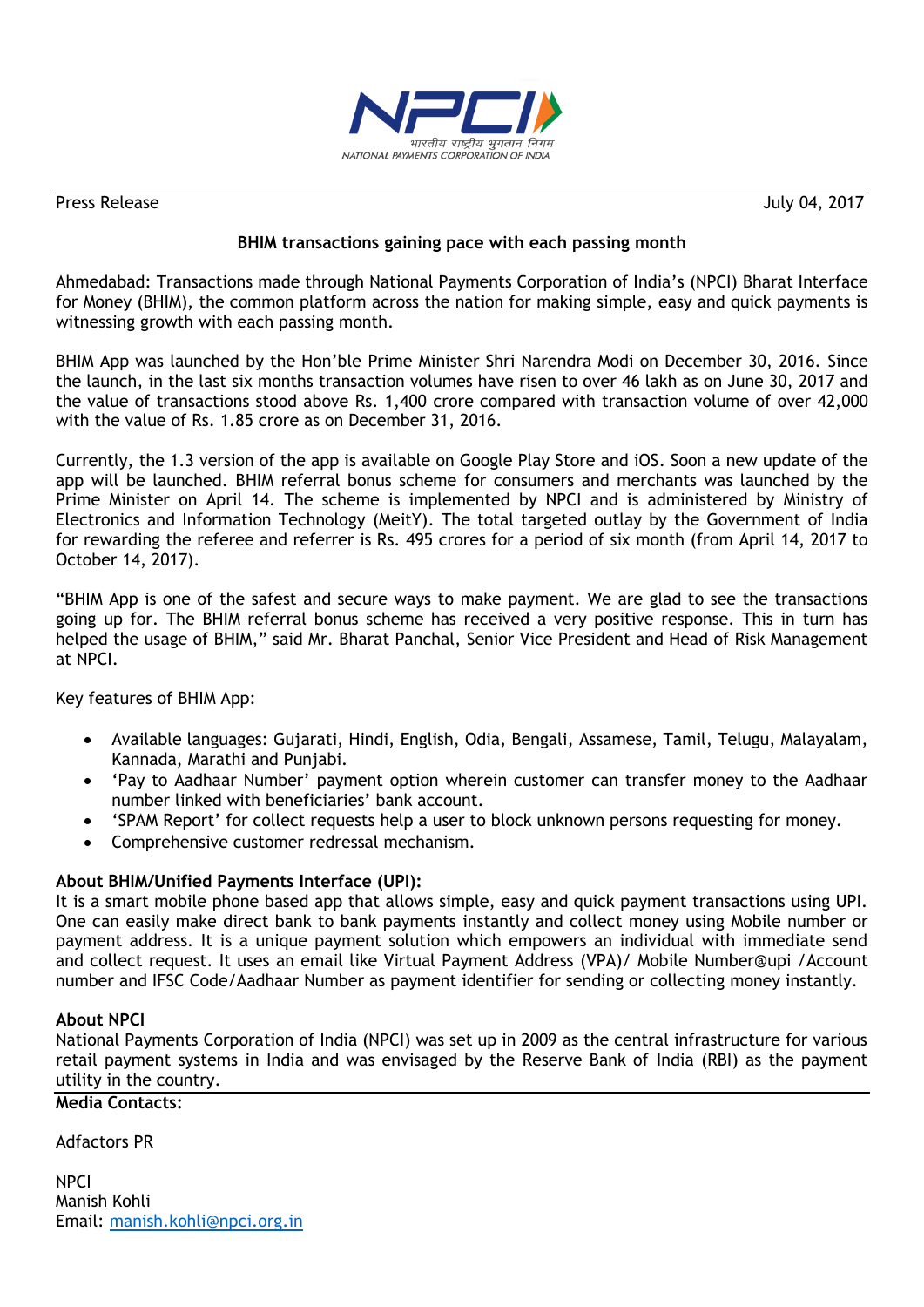Press Release July 04, 2017

**BHIM transactions gaining pace with each passing month**

Ahmedabad: Transactions made through National Payments Corporation of India's (NPCI) Bharat Interface for Money (BHIM), the common platform across the nation for making simple, easy and quick payments is witnessing growth with each passing month.

BHIM App was launched by the Hon'ble Prime Minister Shri Narendra Modi on December 30, 2016. Since the launch, in the last six months transaction volumes have risen to over 46 lakh as on June 30, 2017 and the value of transactions stood above Rs. 1,400 crore compared with transaction volume of over 42,000 with the value of Rs. 1.85 crore as on December 31, 2016.

Currently, the 1.3 version of the app is available on Google Play Store and iOS. Soon a new update of the app will be launched. BHIM referral bonus scheme for consumers and merchants was launched by the Prime Minister on April 14. The scheme is implemented by NPCI and is administered by Ministry of Electronics and Information Technology (MeitY). The total targeted outlay by the Government of India for rewarding the referee and referrer is Rs. 495 crores for a period of six month (from April 14, 2017 to October 14, 2017).

"BHIM App is one of the safest and secure ways to make payment. We are glad to see the transactions going up for. The BHIM referral bonus scheme has received a very positive response. This in turn has helped the usage of BHIM," said Mr. Bharat Panchal, Senior Vice President and Head of Risk Management at NPCI.

Key features of BHIM App:

- Available languages: Gujarati, Hindi, English, Odia, Bengali, Assamese, Tamil, Telugu, Malayalam, Kannada, Marathi and Punjabi.
- 'Pay to Aadhaar Number' payment option wherein customer can transfer money to the Aadhaar number linked with beneficiaries' bank account.
- 'SPAM Report' for collect requests help a user to block unknown persons requesting for money.
- Comprehensive customer redressal mechanism.

**About BHIM/Unified Payments Interface (UPI):**

It is a smart mobile phone based app that allows simple, easy and quick payment transactions using UPI. One can easily make direct bank to bank payments instantly and collect money using Mobile number or payment address. It is a unique payment solution which empowers an individual with immediate send and collect request. It uses an email like Virtual Payment Address (VPA)/ Mobile Number@upi /Account number and IFSC Code/Aadhaar Number as payment identifier for sending or collecting money instantly.

**About NPCI**

National Payments Corporation of India (NPCI) was set up in 2009 as the central infrastructure for various retail payment systems in India and was envisaged by the Reserve Bank of India (RBI) as the payment utility in the country.

**Media Contacts:**

Adfactors PR

NPCI
Manish Kohli
Email: manish.kohli@npci.org.in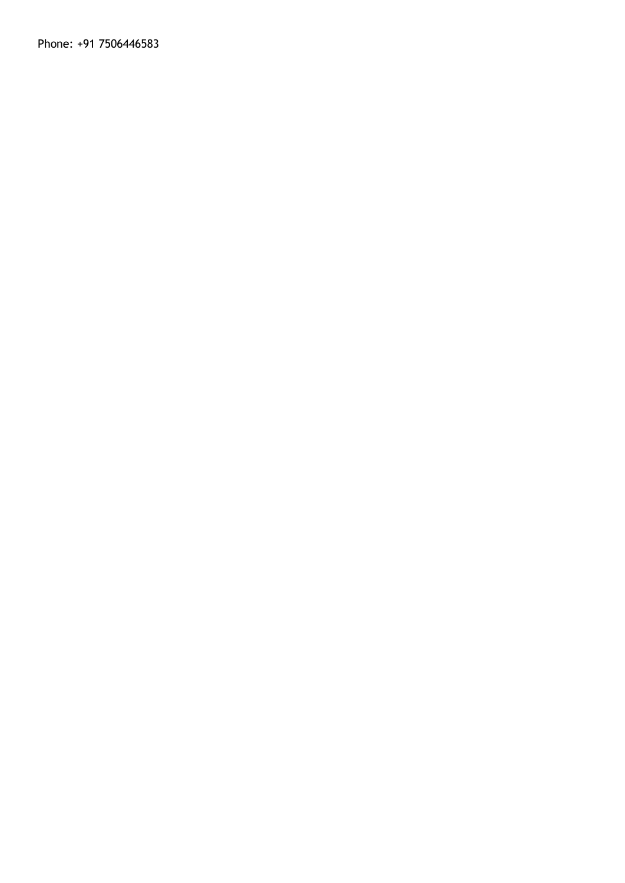Phone: +91 7506446583